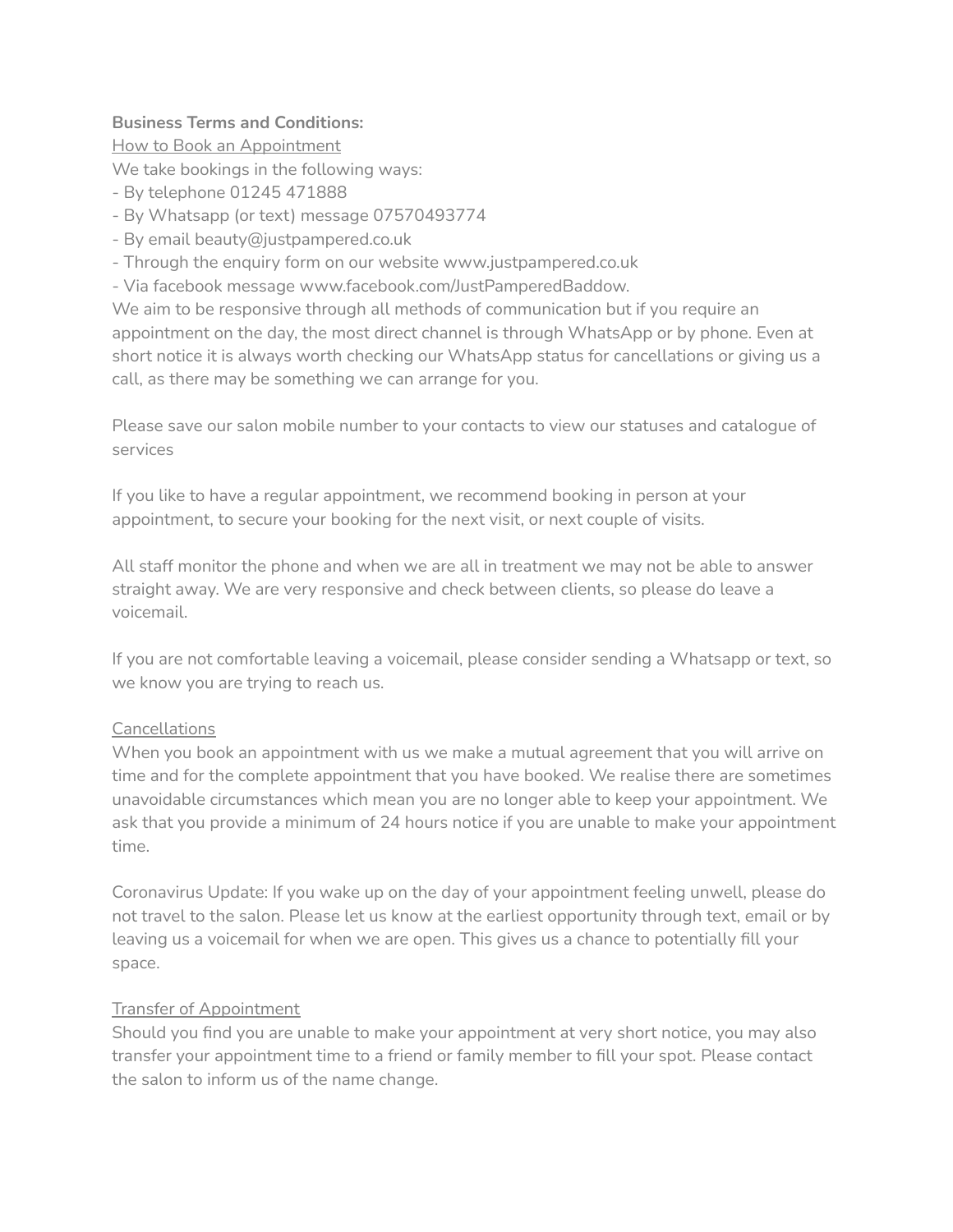**Business Terms and Conditions:**

How to Book an Appointment

We take bookings in the following ways:

- By telephone 01245 471888
- By Whatsapp (or text) message 07570493774
- By email beauty@justpampered.co.uk
- Through the enquiry form on our website www.justpampered.co.uk
- Via facebook message www.facebook.com/JustPamperedBaddow.

We aim to be responsive through all methods of communication but if you require an appointment on the day, the most direct channel is through WhatsApp or by phone. Even at short notice it is always worth checking our WhatsApp status for cancellations or giving us a call, as there may be something we can arrange for you.

Please save our salon mobile number to your contacts to view our statuses and catalogue of services

If you like to have a regular appointment, we recommend booking in person at your appointment, to secure your booking for the next visit, or next couple of visits.

All staff monitor the phone and when we are all in treatment we may not be able to answer straight away. We are very responsive and check between clients, so please do leave a voicemail.

If you are not comfortable leaving a voicemail, please consider sending a Whatsapp or text, so we know you are trying to reach us.

Cancellations

When you book an appointment with us we make a mutual agreement that you will arrive on time and for the complete appointment that you have booked. We realise there are sometimes unavoidable circumstances which mean you are no longer able to keep your appointment. We ask that you provide a minimum of 24 hours notice if you are unable to make your appointment time.

Coronavirus Update: If you wake up on the day of your appointment feeling unwell, please do not travel to the salon. Please let us know at the earliest opportunity through text, email or by leaving us a voicemail for when we are open. This gives us a chance to potentially fill your space.

Transfer of Appointment

Should you find you are unable to make your appointment at very short notice, you may also transfer your appointment time to a friend or family member to fill your spot. Please contact the salon to inform us of the name change.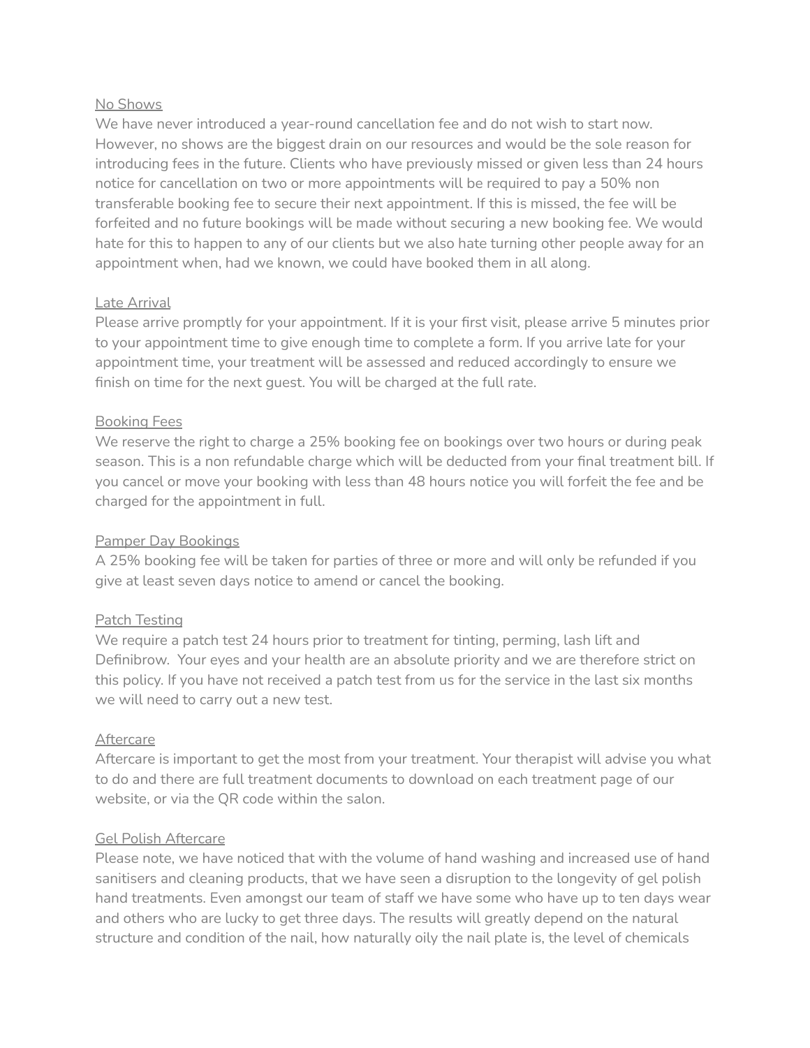## No Shows

We have never introduced a year-round cancellation fee and do not wish to start now. However, no shows are the biggest drain on our resources and would be the sole reason for introducing fees in the future. Clients who have previously missed or given less than 24 hours notice for cancellation on two or more appointments will be required to pay a 50% non transferable booking fee to secure their next appointment. If this is missed, the fee will be forfeited and no future bookings will be made without securing a new booking fee. We would hate for this to happen to any of our clients but we also hate turning other people away for an appointment when, had we known, we could have booked them in all along.

## Late Arrival

Please arrive promptly for your appointment. If it is your first visit, please arrive 5 minutes prior to your appointment time to give enough time to complete a form. If you arrive late for your appointment time, your treatment will be assessed and reduced accordingly to ensure we finish on time for the next guest. You will be charged at the full rate.

## Booking Fees

We reserve the right to charge a 25% booking fee on bookings over two hours or during peak season. This is a non refundable charge which will be deducted from your final treatment bill. If you cancel or move your booking with less than 48 hours notice you will forfeit the fee and be charged for the appointment in full.

## Pamper Day Bookings

A 25% booking fee will be taken for parties of three or more and will only be refunded if you give at least seven days notice to amend or cancel the booking.

## Patch Testing

We require a patch test 24 hours prior to treatment for tinting, perming, lash lift and Definibrow. Your eyes and your health are an absolute priority and we are therefore strict on this policy. If you have not received a patch test from us for the service in the last six months we will need to carry out a new test.

## Aftercare

Aftercare is important to get the most from your treatment. Your therapist will advise you what to do and there are full treatment documents to download on each treatment page of our website, or via the QR code within the salon.

## Gel Polish Aftercare

Please note, we have noticed that with the volume of hand washing and increased use of hand sanitisers and cleaning products, that we have seen a disruption to the longevity of gel polish hand treatments. Even amongst our team of staff we have some who have up to ten days wear and others who are lucky to get three days. The results will greatly depend on the natural structure and condition of the nail, how naturally oily the nail plate is, the level of chemicals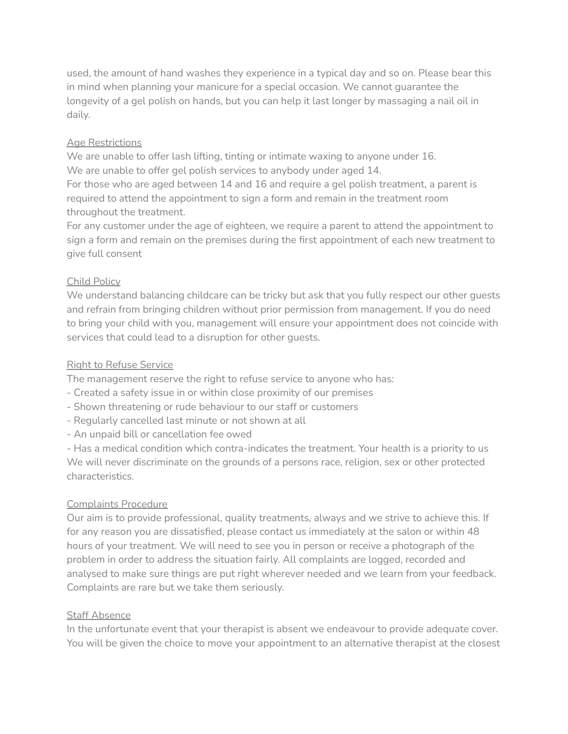used, the amount of hand washes they experience in a typical day and so on. Please bear this in mind when planning your manicure for a special occasion. We cannot guarantee the longevity of a gel polish on hands, but you can help it last longer by massaging a nail oil in daily.

## Age Restrictions

We are unable to offer lash lifting, tinting or intimate waxing to anyone under 16.
We are unable to offer gel polish services to anybody under aged 14.
For those who are aged between 14 and 16 and require a gel polish treatment, a parent is required to attend the appointment to sign a form and remain in the treatment room throughout the treatment.
For any customer under the age of eighteen, we require a parent to attend the appointment to sign a form and remain on the premises during the first appointment of each new treatment to give full consent

## Child Policy

We understand balancing childcare can be tricky but ask that you fully respect our other guests and refrain from bringing children without prior permission from management. If you do need to bring your child with you, management will ensure your appointment does not coincide with services that could lead to a disruption for other guests.

## Right to Refuse Service

The management reserve the right to refuse service to anyone who has:

- Created a safety issue in or within close proximity of our premises
- Shown threatening or rude behaviour to our staff or customers
- Regularly cancelled last minute or not shown at all
- An unpaid bill or cancellation fee owed
- Has a medical condition which contra-indicates the treatment. Your health is a priority to us

We will never discriminate on the grounds of a persons race, religion, sex or other protected characteristics.

## Complaints Procedure

Our aim is to provide professional, quality treatments, always and we strive to achieve this. If for any reason you are dissatisfied, please contact us immediately at the salon or within 48 hours of your treatment. We will need to see you in person or receive a photograph of the problem in order to address the situation fairly. All complaints are logged, recorded and analysed to make sure things are put right wherever needed and we learn from your feedback. Complaints are rare but we take them seriously.

## Staff Absence

In the unfortunate event that your therapist is absent we endeavour to provide adequate cover. You will be given the choice to move your appointment to an alternative therapist at the closest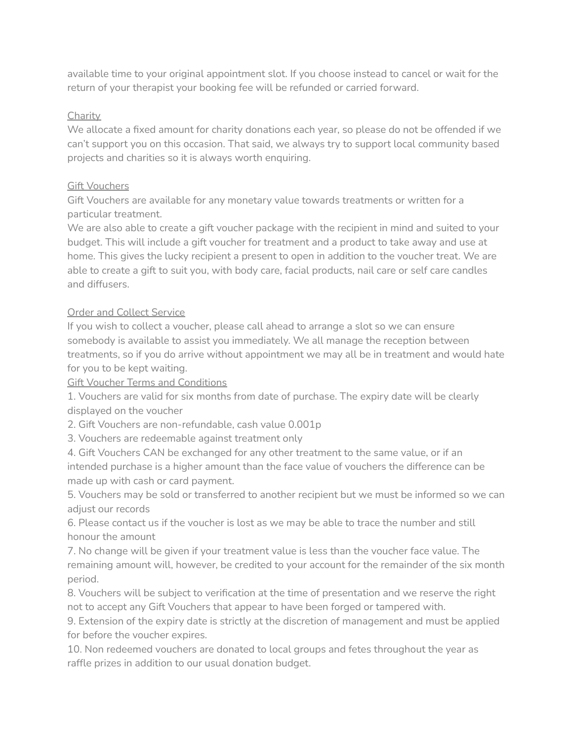available time to your original appointment slot. If you choose instead to cancel or wait for the return of your therapist your booking fee will be refunded or carried forward.

## Charity

We allocate a fixed amount for charity donations each year, so please do not be offended if we can't support you on this occasion. That said, we always try to support local community based projects and charities so it is always worth enquiring.

## Gift Vouchers

Gift Vouchers are available for any monetary value towards treatments or written for a particular treatment.

We are also able to create a gift voucher package with the recipient in mind and suited to your budget. This will include a gift voucher for treatment and a product to take away and use at home. This gives the lucky recipient a present to open in addition to the voucher treat. We are able to create a gift to suit you, with body care, facial products, nail care or self care candles and diffusers.

## Order and Collect Service

If you wish to collect a voucher, please call ahead to arrange a slot so we can ensure somebody is available to assist you immediately. We all manage the reception between treatments, so if you do arrive without appointment we may all be in treatment and would hate for you to be kept waiting.

## Gift Voucher Terms and Conditions

1. Vouchers are valid for six months from date of purchase. The expiry date will be clearly displayed on the voucher
2. Gift Vouchers are non-refundable, cash value 0.001p
3. Vouchers are redeemable against treatment only
4. Gift Vouchers CAN be exchanged for any other treatment to the same value, or if an intended purchase is a higher amount than the face value of vouchers the difference can be made up with cash or card payment.
5. Vouchers may be sold or transferred to another recipient but we must be informed so we can adjust our records
6. Please contact us if the voucher is lost as we may be able to trace the number and still honour the amount
7. No change will be given if your treatment value is less than the voucher face value. The remaining amount will, however, be credited to your account for the remainder of the six month period.
8. Vouchers will be subject to verification at the time of presentation and we reserve the right not to accept any Gift Vouchers that appear to have been forged or tampered with.
9. Extension of the expiry date is strictly at the discretion of management and must be applied for before the voucher expires.
10. Non redeemed vouchers are donated to local groups and fetes throughout the year as raffle prizes in addition to our usual donation budget.